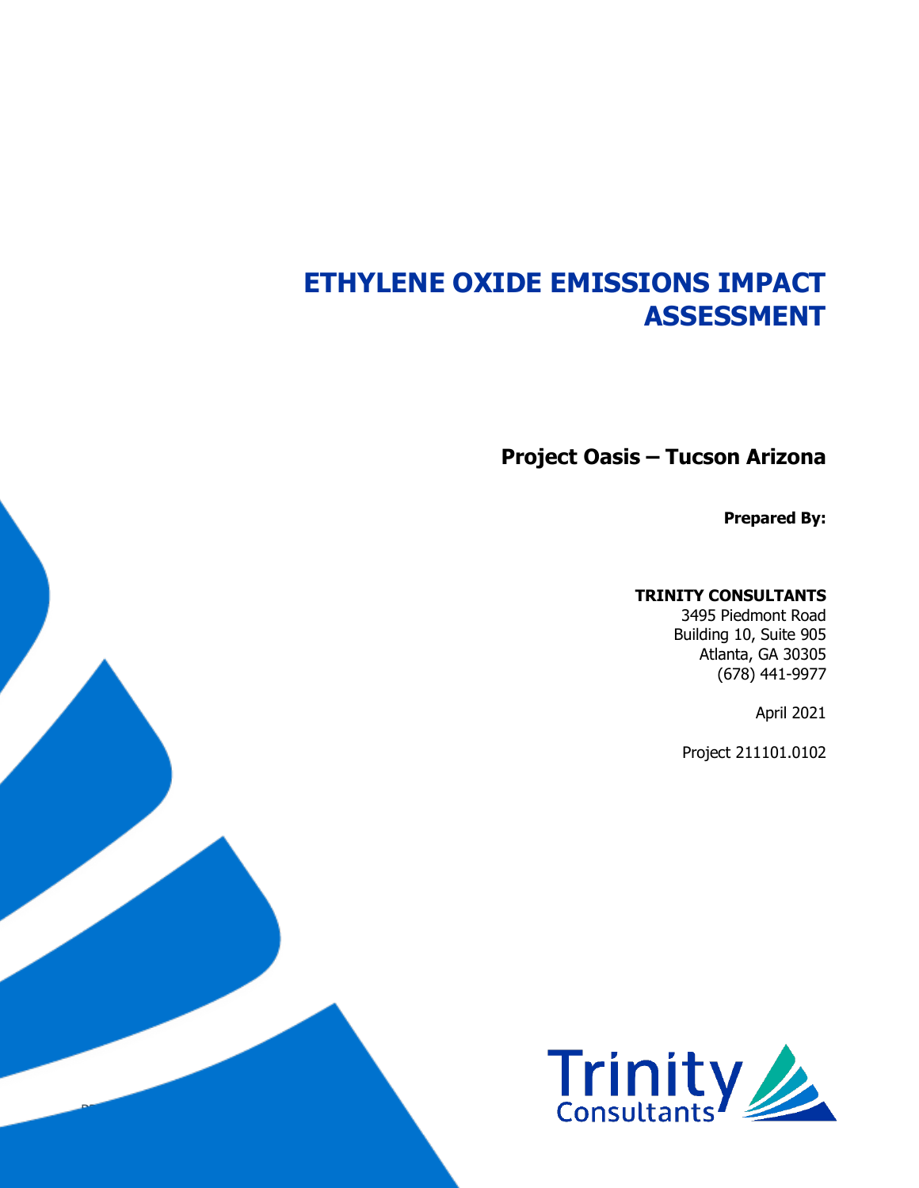# ETHYLENE OXIDE EMISSIONS IMPACT ASSESSMENT

## Project Oasis – Tucson Arizona

**Prepared By:**

**TRINITY CONSULTANTS**
3495 Piedmont Road
Building 10, Suite 905
Atlanta, GA 30305
(678) 441-9977

April 2021

Project 211101.0102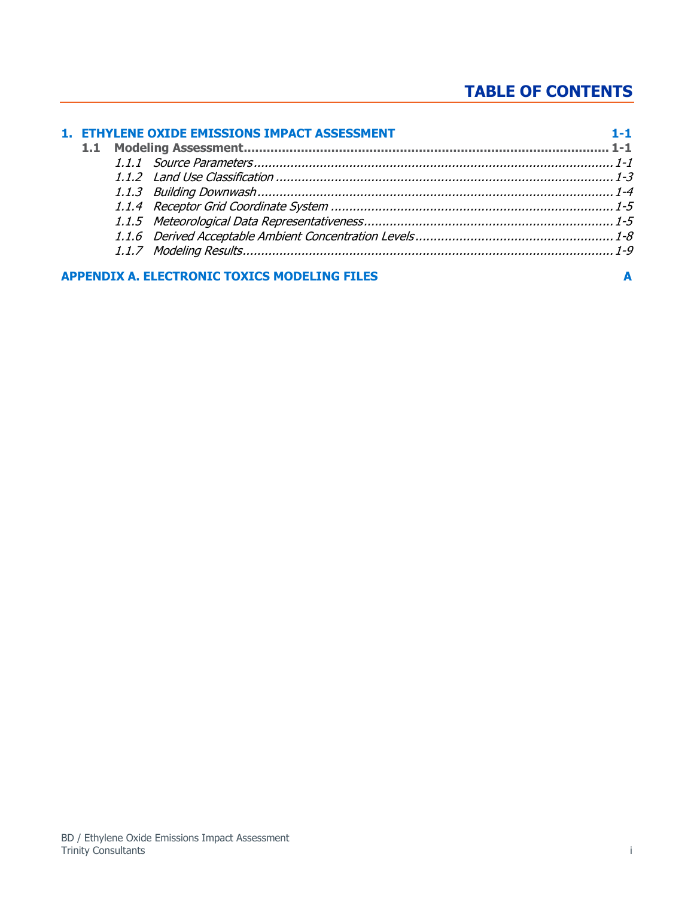# TABLE OF CONTENTS

**1. ETHYLENE OXIDE EMISSIONS IMPACT ASSESSMENT** **1-1**

**1.1 Modeling Assessment** .......... **1-1**

*1.1.1 Source Parameters* .......... *1-1*

*1.1.2 Land Use Classification* .......... *1-3*

*1.1.3 Building Downwash* .......... *1-4*

*1.1.4 Receptor Grid Coordinate System* .......... *1-5*

*1.1.5 Meteorological Data Representativeness* .......... *1-5*

*1.1.6 Derived Acceptable Ambient Concentration Levels* .......... *1-8*

*1.1.7 Modeling Results* .......... *1-9*

**APPENDIX A. ELECTRONIC TOXICS MODELING FILES** **A**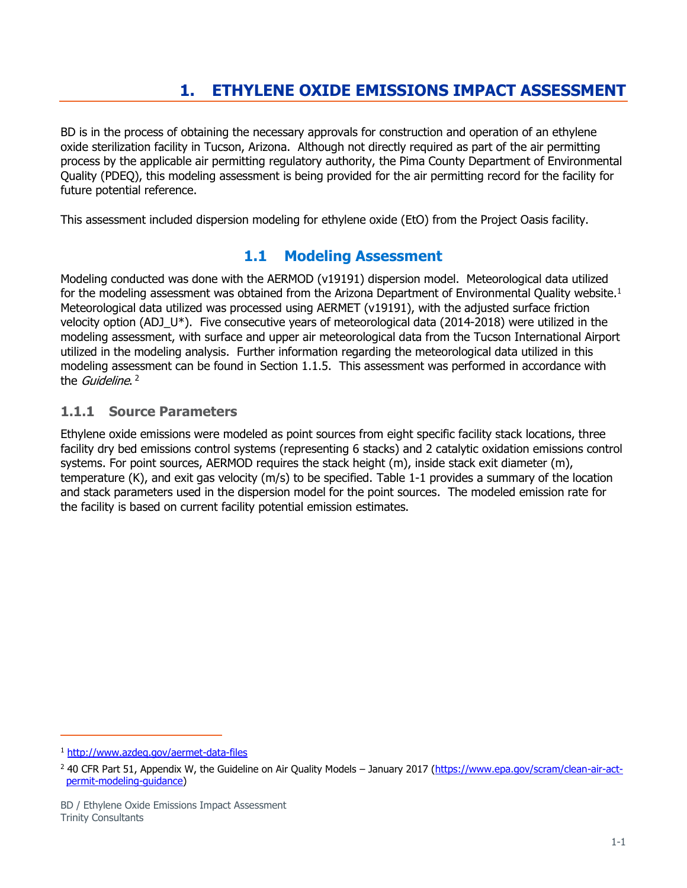# 1. ETHYLENE OXIDE EMISSIONS IMPACT ASSESSMENT

BD is in the process of obtaining the necessary approvals for construction and operation of an ethylene oxide sterilization facility in Tucson, Arizona. Although not directly required as part of the air permitting process by the applicable air permitting regulatory authority, the Pima County Department of Environmental Quality (PDEQ), this modeling assessment is being provided for the air permitting record for the facility for future potential reference.

This assessment included dispersion modeling for ethylene oxide (EtO) from the Project Oasis facility.

## 1.1 Modeling Assessment

Modeling conducted was done with the AERMOD (v19191) dispersion model. Meteorological data utilized for the modeling assessment was obtained from the Arizona Department of Environmental Quality website.[1] Meteorological data utilized was processed using AERMET (v19191), with the adjusted surface friction velocity option (ADJ_U*). Five consecutive years of meteorological data (2014-2018) were utilized in the modeling assessment, with surface and upper air meteorological data from the Tucson International Airport utilized in the modeling analysis. Further information regarding the meteorological data utilized in this modeling assessment can be found in Section 1.1.5. This assessment was performed in accordance with the *Guideline*.[2]

### 1.1.1 Source Parameters

Ethylene oxide emissions were modeled as point sources from eight specific facility stack locations, three facility dry bed emissions control systems (representing 6 stacks) and 2 catalytic oxidation emissions control systems. For point sources, AERMOD requires the stack height (m), inside stack exit diameter (m), temperature (K), and exit gas velocity (m/s) to be specified. Table 1-1 provides a summary of the location and stack parameters used in the dispersion model for the point sources. The modeled emission rate for the facility is based on current facility potential emission estimates.

---

[1] http://www.azdeq.gov/aermet-data-files

[2] 40 CFR Part 51, Appendix W, the Guideline on Air Quality Models – January 2017 (https://www.epa.gov/scram/clean-air-act-permit-modeling-guidance)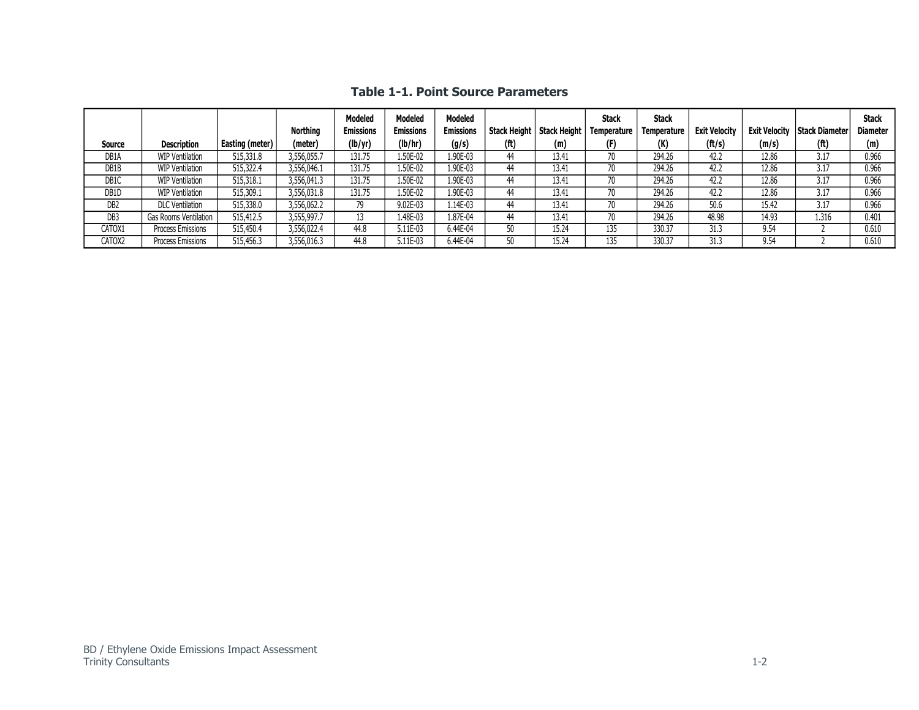## Table 1-1. Point Source Parameters

| Source | Description | Easting (meter) | Northing (meter) | Modeled Emissions (lb/yr) | Modeled Emissions (lb/hr) | Modeled Emissions (g/s) | Stack Height (ft) | Stack Height (m) | Stack Temperature (F) | Stack Temperature (K) | Exit Velocity (ft/s) | Exit Velocity (m/s) | Stack Diameter (ft) | Stack Diameter (m) |
|---|---|---|---|---|---|---|---|---|---|---|---|---|---|---|
| DB1A | WIP Ventilation | 515,331.8 | 3,556,055.7 | 131.75 | 1.50E-02 | 1.90E-03 | 44 | 13.41 | 70 | 294.26 | 42.2 | 12.86 | 3.17 | 0.966 |
| DB1B | WIP Ventilation | 515,322.4 | 3,556,046.1 | 131.75 | 1.50E-02 | 1.90E-03 | 44 | 13.41 | 70 | 294.26 | 42.2 | 12.86 | 3.17 | 0.966 |
| DB1C | WIP Ventilation | 515,318.1 | 3,556,041.3 | 131.75 | 1.50E-02 | 1.90E-03 | 44 | 13.41 | 70 | 294.26 | 42.2 | 12.86 | 3.17 | 0.966 |
| DB1D | WIP Ventilation | 515,309.1 | 3,556,031.8 | 131.75 | 1.50E-02 | 1.90E-03 | 44 | 13.41 | 70 | 294.26 | 42.2 | 12.86 | 3.17 | 0.966 |
| DB2 | DLC Ventilation | 515,338.0 | 3,556,062.2 | 79 | 9.02E-03 | 1.14E-03 | 44 | 13.41 | 70 | 294.26 | 50.6 | 15.42 | 3.17 | 0.966 |
| DB3 | Gas Rooms Ventilation | 515,412.5 | 3,555,997.7 | 13 | 1.48E-03 | 1.87E-04 | 44 | 13.41 | 70 | 294.26 | 48.98 | 14.93 | 1.316 | 0.401 |
| CATOX1 | Process Emissions | 515,450.4 | 3,556,022.4 | 44.8 | 5.11E-03 | 6.44E-04 | 50 | 15.24 | 135 | 330.37 | 31.3 | 9.54 | 2 | 0.610 |
| CATOX2 | Process Emissions | 515,456.3 | 3,556,016.3 | 44.8 | 5.11E-03 | 6.44E-04 | 50 | 15.24 | 135 | 330.37 | 31.3 | 9.54 | 2 | 0.610 |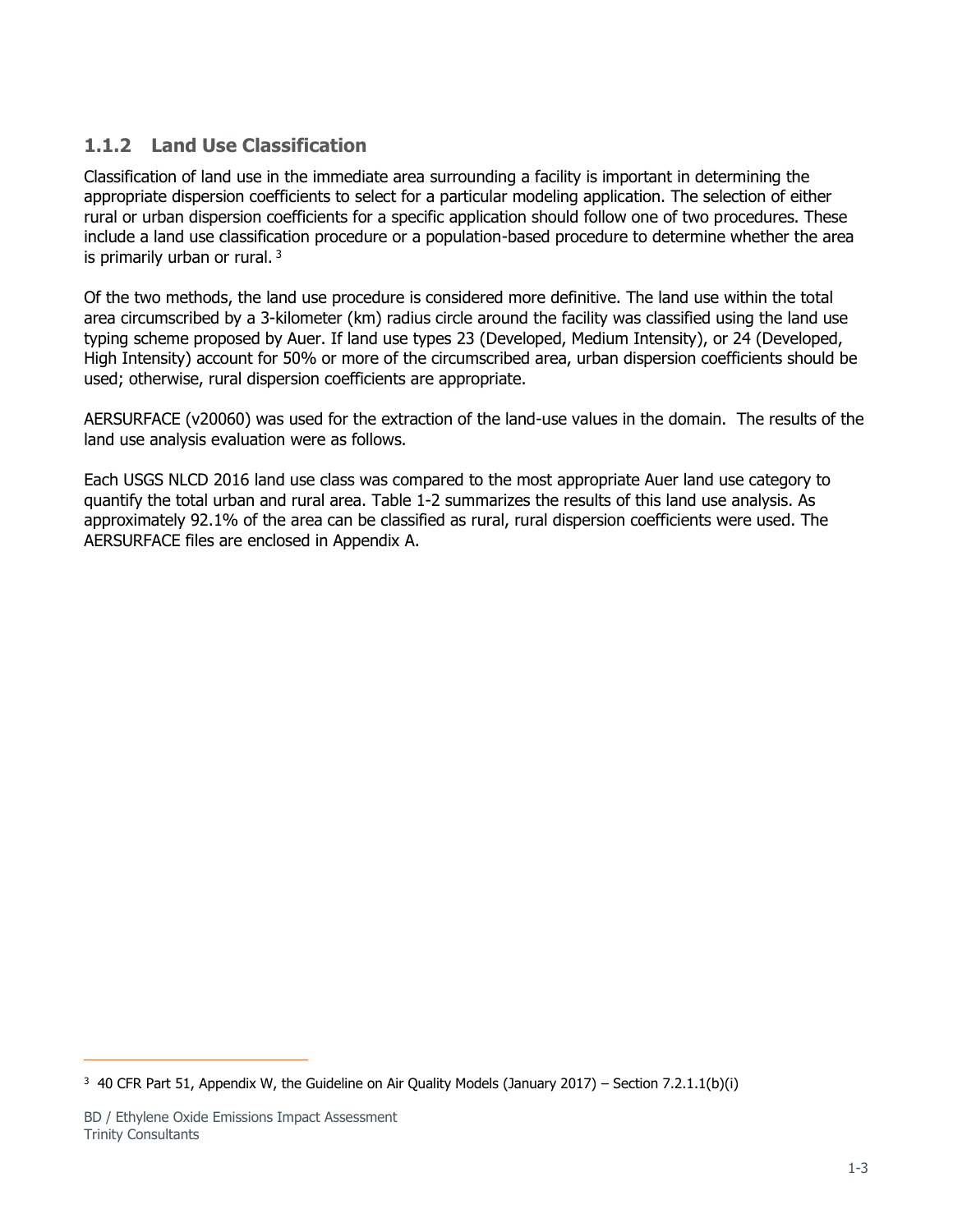### 1.1.2 Land Use Classification

Classification of land use in the immediate area surrounding a facility is important in determining the appropriate dispersion coefficients to select for a particular modeling application. The selection of either rural or urban dispersion coefficients for a specific application should follow one of two procedures. These include a land use classification procedure or a population-based procedure to determine whether the area is primarily urban or rural. [3]

Of the two methods, the land use procedure is considered more definitive. The land use within the total area circumscribed by a 3-kilometer (km) radius circle around the facility was classified using the land use typing scheme proposed by Auer. If land use types 23 (Developed, Medium Intensity), or 24 (Developed, High Intensity) account for 50% or more of the circumscribed area, urban dispersion coefficients should be used; otherwise, rural dispersion coefficients are appropriate.

AERSURFACE (v20060) was used for the extraction of the land-use values in the domain. The results of the land use analysis evaluation were as follows.

Each USGS NLCD 2016 land use class was compared to the most appropriate Auer land use category to quantify the total urban and rural area. Table 1-2 summarizes the results of this land use analysis. As approximately 92.1% of the area can be classified as rural, rural dispersion coefficients were used. The AERSURFACE files are enclosed in Appendix A.

---

[3] 40 CFR Part 51, Appendix W, the Guideline on Air Quality Models (January 2017) – Section 7.2.1.1(b)(i)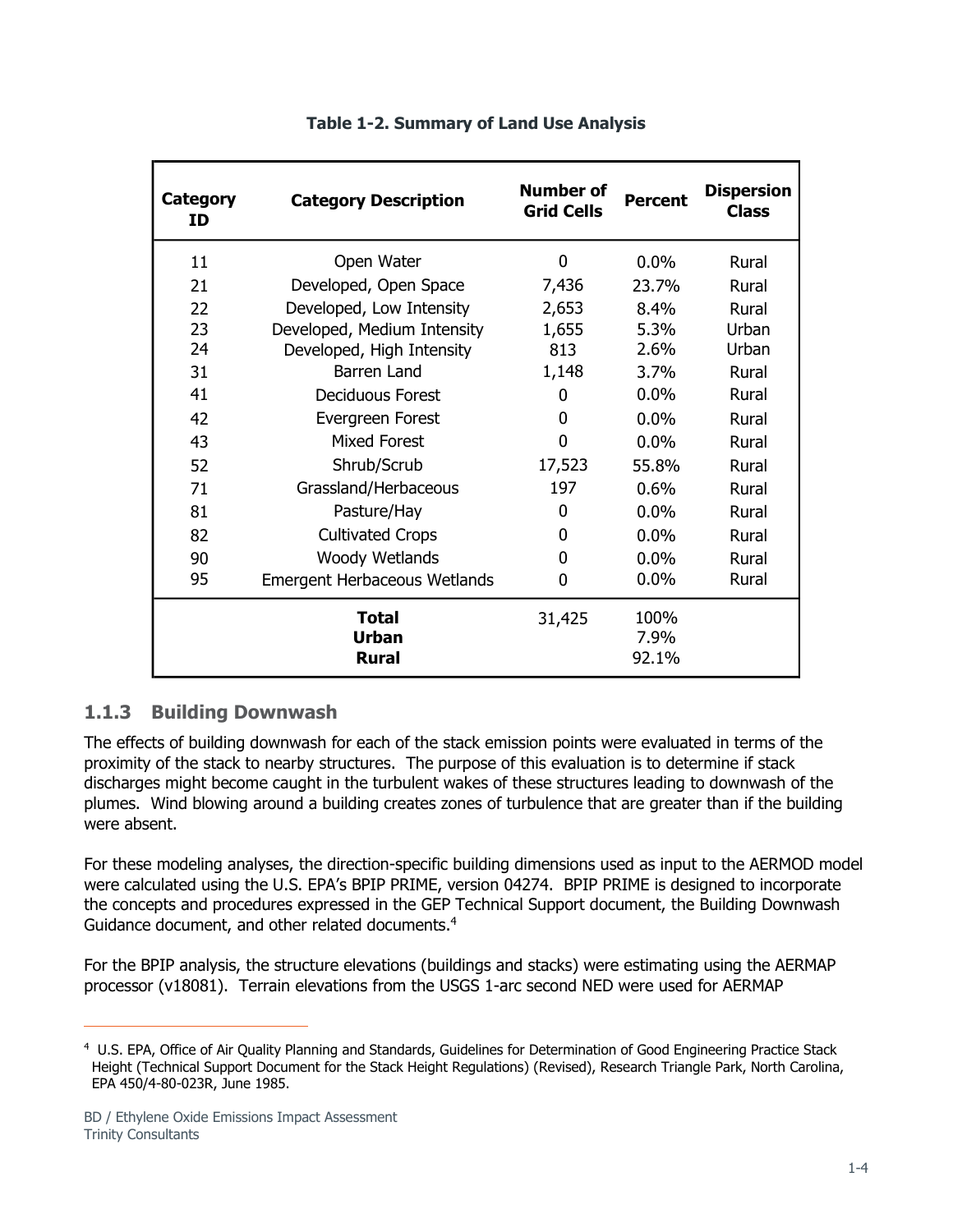**Table 1-2. Summary of Land Use Analysis**

| Category ID | Category Description | Number of Grid Cells | Percent | Dispersion Class |
|---|---|---|---|---|
| 11 | Open Water | 0 | 0.0% | Rural |
| 21 | Developed, Open Space | 7,436 | 23.7% | Rural |
| 22 | Developed, Low Intensity | 2,653 | 8.4% | Rural |
| 23 | Developed, Medium Intensity | 1,655 | 5.3% | Urban |
| 24 | Developed, High Intensity | 813 | 2.6% | Urban |
| 31 | Barren Land | 1,148 | 3.7% | Rural |
| 41 | Deciduous Forest | 0 | 0.0% | Rural |
| 42 | Evergreen Forest | 0 | 0.0% | Rural |
| 43 | Mixed Forest | 0 | 0.0% | Rural |
| 52 | Shrub/Scrub | 17,523 | 55.8% | Rural |
| 71 | Grassland/Herbaceous | 197 | 0.6% | Rural |
| 81 | Pasture/Hay | 0 | 0.0% | Rural |
| 82 | Cultivated Crops | 0 | 0.0% | Rural |
| 90 | Woody Wetlands | 0 | 0.0% | Rural |
| 95 | Emergent Herbaceous Wetlands | 0 | 0.0% | Rural |
| | **Total** | 31,425 | 100% | |
| | **Urban** | | 7.9% | |
| | **Rural** | | 92.1% | |

### 1.1.3 Building Downwash

The effects of building downwash for each of the stack emission points were evaluated in terms of the proximity of the stack to nearby structures. The purpose of this evaluation is to determine if stack discharges might become caught in the turbulent wakes of these structures leading to downwash of the plumes. Wind blowing around a building creates zones of turbulence that are greater than if the building were absent.

For these modeling analyses, the direction-specific building dimensions used as input to the AERMOD model were calculated using the U.S. EPA's BPIP PRIME, version 04274. BPIP PRIME is designed to incorporate the concepts and procedures expressed in the GEP Technical Support document, the Building Downwash Guidance document, and other related documents.[4]

For the BPIP analysis, the structure elevations (buildings and stacks) were estimating using the AERMAP processor (v18081). Terrain elevations from the USGS 1-arc second NED were used for AERMAP

[4] U.S. EPA, Office of Air Quality Planning and Standards, Guidelines for Determination of Good Engineering Practice Stack Height (Technical Support Document for the Stack Height Regulations) (Revised), Research Triangle Park, North Carolina, EPA 450/4-80-023R, June 1985.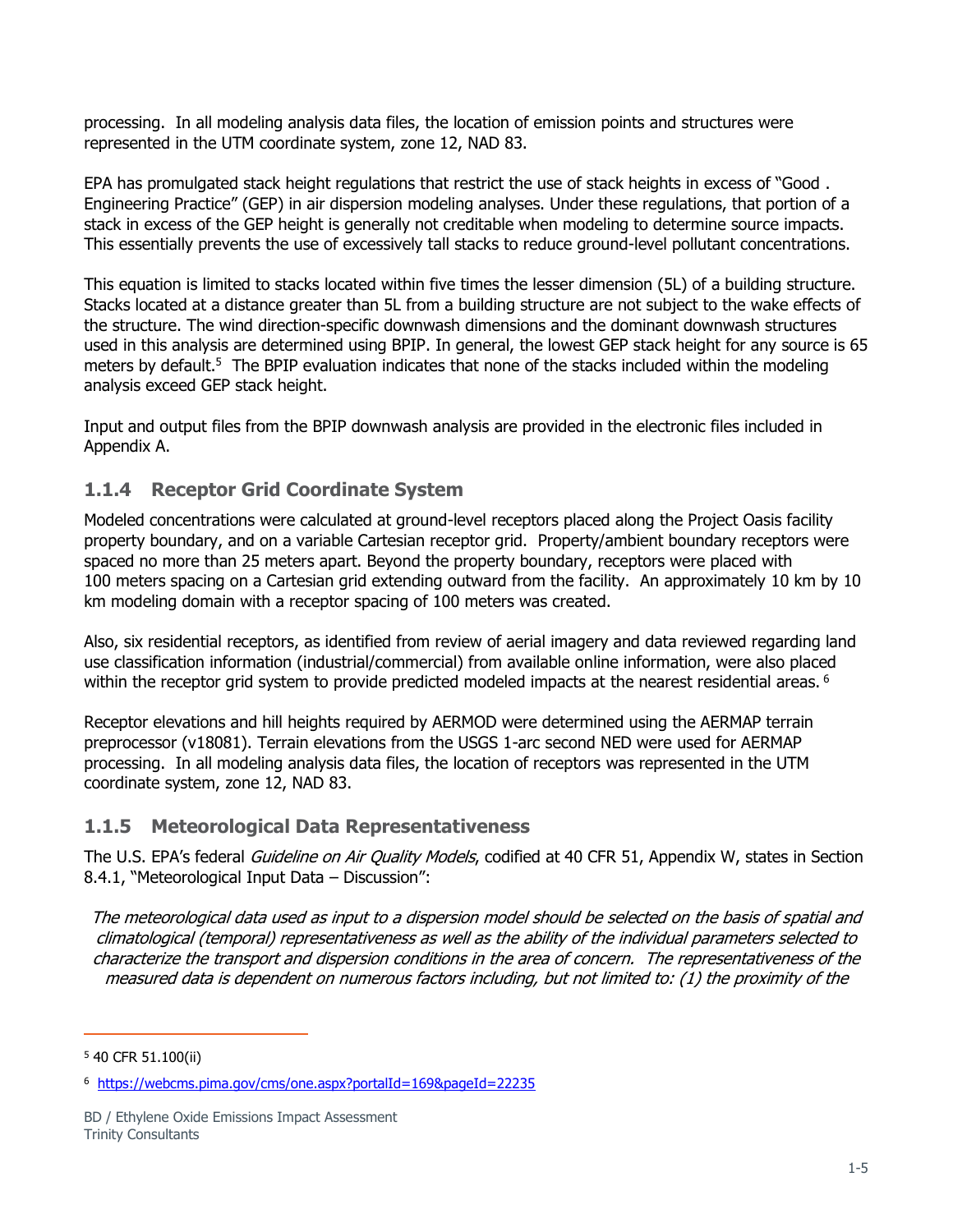processing. In all modeling analysis data files, the location of emission points and structures were represented in the UTM coordinate system, zone 12, NAD 83.

EPA has promulgated stack height regulations that restrict the use of stack heights in excess of "Good . Engineering Practice" (GEP) in air dispersion modeling analyses. Under these regulations, that portion of a stack in excess of the GEP height is generally not creditable when modeling to determine source impacts. This essentially prevents the use of excessively tall stacks to reduce ground-level pollutant concentrations.

This equation is limited to stacks located within five times the lesser dimension (5L) of a building structure. Stacks located at a distance greater than 5L from a building structure are not subject to the wake effects of the structure. The wind direction-specific downwash dimensions and the dominant downwash structures used in this analysis are determined using BPIP. In general, the lowest GEP stack height for any source is 65 meters by default.[5] The BPIP evaluation indicates that none of the stacks included within the modeling analysis exceed GEP stack height.

Input and output files from the BPIP downwash analysis are provided in the electronic files included in Appendix A.

### 1.1.4 Receptor Grid Coordinate System

Modeled concentrations were calculated at ground-level receptors placed along the Project Oasis facility property boundary, and on a variable Cartesian receptor grid. Property/ambient boundary receptors were spaced no more than 25 meters apart. Beyond the property boundary, receptors were placed with 100 meters spacing on a Cartesian grid extending outward from the facility. An approximately 10 km by 10 km modeling domain with a receptor spacing of 100 meters was created.

Also, six residential receptors, as identified from review of aerial imagery and data reviewed regarding land use classification information (industrial/commercial) from available online information, were also placed within the receptor grid system to provide predicted modeled impacts at the nearest residential areas.[6]

Receptor elevations and hill heights required by AERMOD were determined using the AERMAP terrain preprocessor (v18081). Terrain elevations from the USGS 1-arc second NED were used for AERMAP processing. In all modeling analysis data files, the location of receptors was represented in the UTM coordinate system, zone 12, NAD 83.

### 1.1.5 Meteorological Data Representativeness

The U.S. EPA's federal *Guideline on Air Quality Models*, codified at 40 CFR 51, Appendix W, states in Section 8.4.1, "Meteorological Input Data – Discussion":

*The meteorological data used as input to a dispersion model should be selected on the basis of spatial and climatological (temporal) representativeness as well as the ability of the individual parameters selected to characterize the transport and dispersion conditions in the area of concern. The representativeness of the measured data is dependent on numerous factors including, but not limited to: (1) the proximity of the*

---

[5] 40 CFR 51.100(ii)

[6] https://webcms.pima.gov/cms/one.aspx?portalId=169&pageId=22235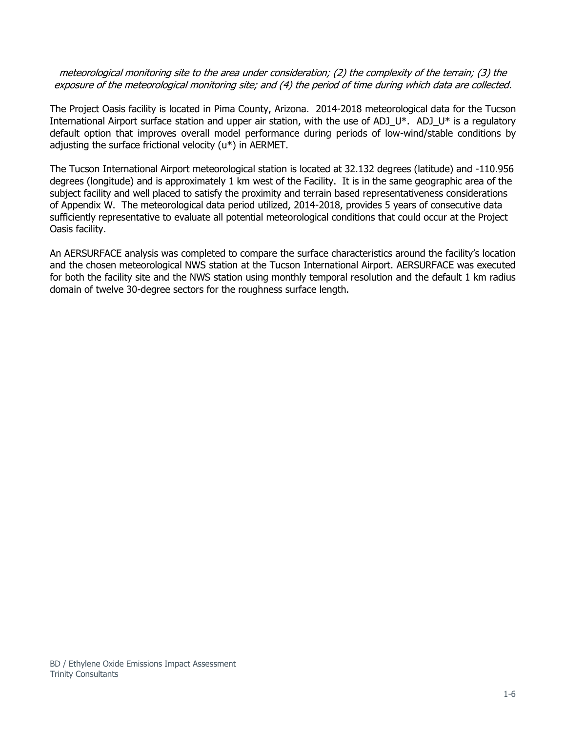*meteorological monitoring site to the area under consideration; (2) the complexity of the terrain; (3) the exposure of the meteorological monitoring site; and (4) the period of time during which data are collected.*

The Project Oasis facility is located in Pima County, Arizona. 2014-2018 meteorological data for the Tucson International Airport surface station and upper air station, with the use of ADJ_U*. ADJ_U* is a regulatory default option that improves overall model performance during periods of low-wind/stable conditions by adjusting the surface frictional velocity (u*) in AERMET.

The Tucson International Airport meteorological station is located at 32.132 degrees (latitude) and -110.956 degrees (longitude) and is approximately 1 km west of the Facility. It is in the same geographic area of the subject facility and well placed to satisfy the proximity and terrain based representativeness considerations of Appendix W. The meteorological data period utilized, 2014-2018, provides 5 years of consecutive data sufficiently representative to evaluate all potential meteorological conditions that could occur at the Project Oasis facility.

An AERSURFACE analysis was completed to compare the surface characteristics around the facility's location and the chosen meteorological NWS station at the Tucson International Airport. AERSURFACE was executed for both the facility site and the NWS station using monthly temporal resolution and the default 1 km radius domain of twelve 30-degree sectors for the roughness surface length.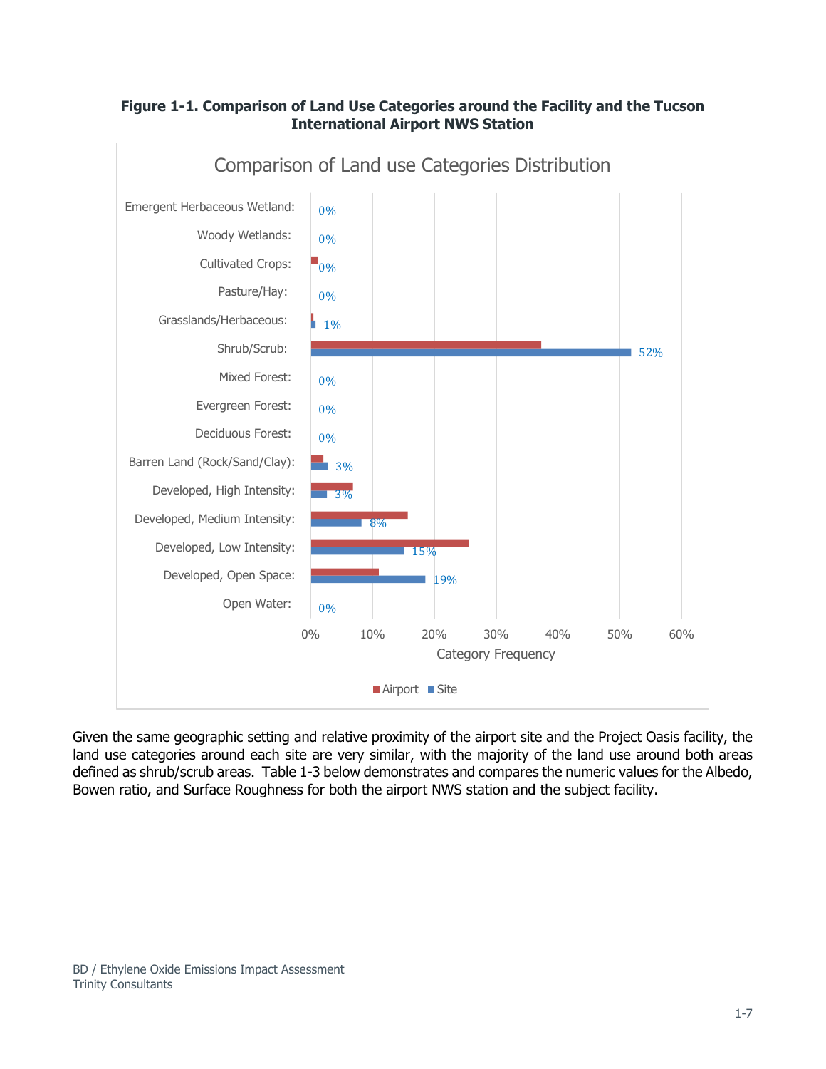**Figure 1-1. Comparison of Land Use Categories around the Facility and the Tucson International Airport NWS Station**

Comparison of Land use Categories Distribution

| Category | Site |
|---|---|
| Emergent Herbaceous Wetland: | 0% |
| Woody Wetlands: | 0% |
| Cultivated Crops: | 0% |
| Pasture/Hay: | 0% |
| Grasslands/Herbaceous: | 1% |
| Shrub/Scrub: | 52% |
| Mixed Forest: | 0% |
| Evergreen Forest: | 0% |
| Deciduous Forest: | 0% |
| Barren Land (Rock/Sand/Clay): | 3% |
| Developed, High Intensity: | 3% |
| Developed, Medium Intensity: | 8% |
| Developed, Low Intensity: | 15% |
| Developed, Open Space: | 19% |
| Open Water: | 0% |

Category Frequency

Airport Site

Given the same geographic setting and relative proximity of the airport site and the Project Oasis facility, the land use categories around each site are very similar, with the majority of the land use around both areas defined as shrub/scrub areas. Table 1-3 below demonstrates and compares the numeric values for the Albedo, Bowen ratio, and Surface Roughness for both the airport NWS station and the subject facility.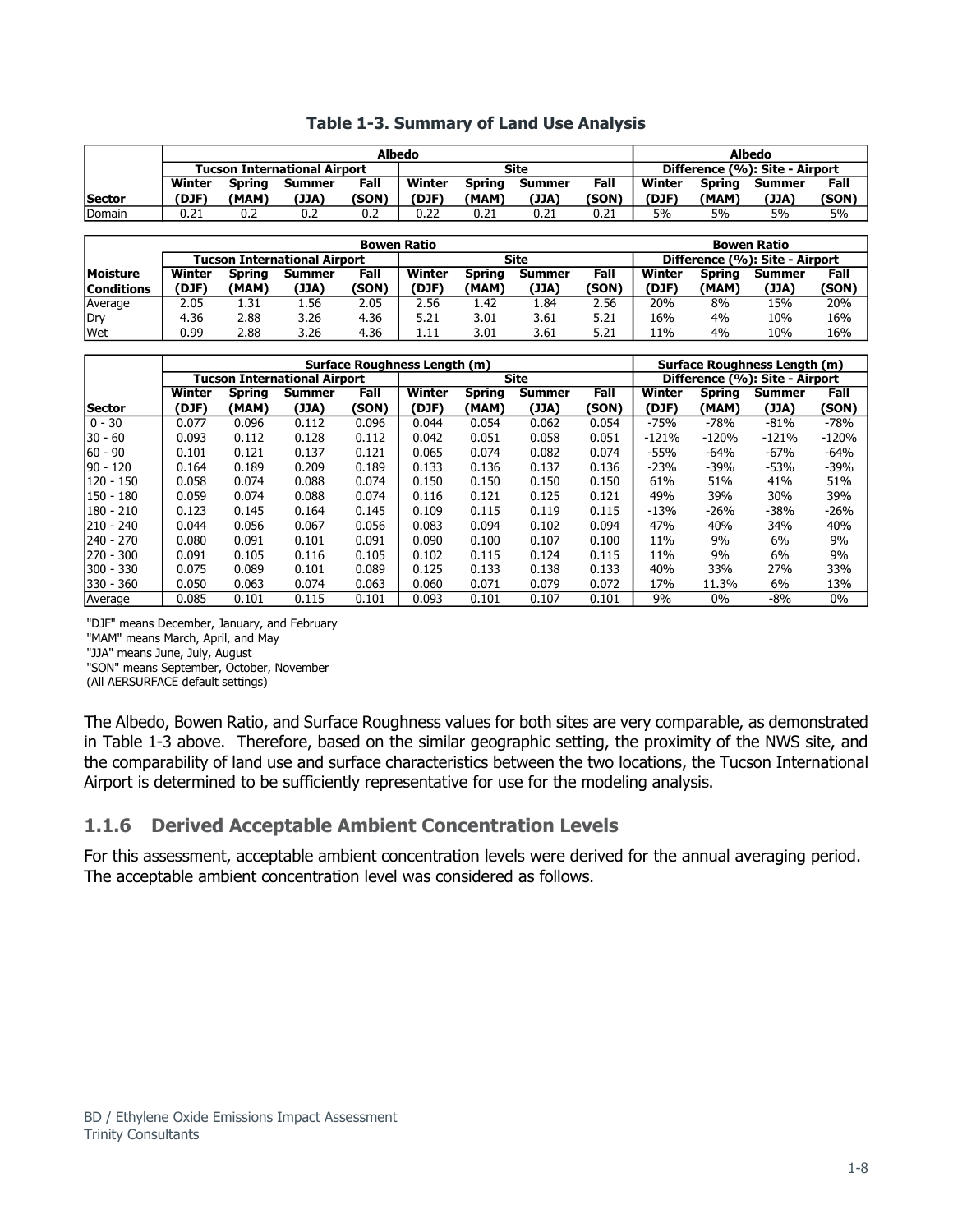**Table 1-3. Summary of Land Use Analysis**

| | Albedo | | | | | | | | Albedo | | | |
|---|---|---|---|---|---|---|---|---|---|---|---|---|
| | Tucson International Airport | | | | Site | | | | Difference (%): Site - Airport | | | |
| Sector | Winter (DJF) | Spring (MAM) | Summer (JJA) | Fall (SON) | Winter (DJF) | Spring (MAM) | Summer (JJA) | Fall (SON) | Winter (DJF) | Spring (MAM) | Summer (JJA) | Fall (SON) |
| Domain | 0.21 | 0.2 | 0.2 | 0.2 | 0.22 | 0.21 | 0.21 | 0.21 | 5% | 5% | 5% | 5% |

| | Bowen Ratio | | | | | | | | Bowen Ratio | | | |
|---|---|---|---|---|---|---|---|---|---|---|---|---|
| | Tucson International Airport | | | | Site | | | | Difference (%): Site - Airport | | | |
| Moisture Conditions | Winter (DJF) | Spring (MAM) | Summer (JJA) | Fall (SON) | Winter (DJF) | Spring (MAM) | Summer (JJA) | Fall (SON) | Winter (DJF) | Spring (MAM) | Summer (JJA) | Fall (SON) |
| Average | 2.05 | 1.31 | 1.56 | 2.05 | 2.56 | 1.42 | 1.84 | 2.56 | 20% | 8% | 15% | 20% |
| Dry | 4.36 | 2.88 | 3.26 | 4.36 | 5.21 | 3.01 | 3.61 | 5.21 | 16% | 4% | 10% | 16% |
| Wet | 0.99 | 2.88 | 3.26 | 4.36 | 1.11 | 3.01 | 3.61 | 5.21 | 11% | 4% | 10% | 16% |

| | Surface Roughness Length (m) | | | | | | | | Surface Roughness Length (m) | | | |
|---|---|---|---|---|---|---|---|---|---|---|---|---|
| | Tucson International Airport | | | | Site | | | | Difference (%): Site - Airport | | | |
| Sector | Winter (DJF) | Spring (MAM) | Summer (JJA) | Fall (SON) | Winter (DJF) | Spring (MAM) | Summer (JJA) | Fall (SON) | Winter (DJF) | Spring (MAM) | Summer (JJA) | Fall (SON) |
| 0 - 30 | 0.077 | 0.096 | 0.112 | 0.096 | 0.044 | 0.054 | 0.062 | 0.054 | -75% | -78% | -81% | -78% |
| 30 - 60 | 0.093 | 0.112 | 0.128 | 0.112 | 0.042 | 0.051 | 0.058 | 0.051 | -121% | -120% | -121% | -120% |
| 60 - 90 | 0.101 | 0.121 | 0.137 | 0.121 | 0.065 | 0.074 | 0.082 | 0.074 | -55% | -64% | -67% | -64% |
| 90 - 120 | 0.164 | 0.189 | 0.209 | 0.189 | 0.133 | 0.136 | 0.137 | 0.136 | -23% | -39% | -53% | -39% |
| 120 - 150 | 0.058 | 0.074 | 0.088 | 0.074 | 0.150 | 0.150 | 0.150 | 0.150 | 61% | 51% | 41% | 51% |
| 150 - 180 | 0.059 | 0.074 | 0.088 | 0.074 | 0.116 | 0.121 | 0.125 | 0.121 | 49% | 39% | 30% | 39% |
| 180 - 210 | 0.123 | 0.145 | 0.164 | 0.145 | 0.109 | 0.115 | 0.119 | 0.115 | -13% | -26% | -38% | -26% |
| 210 - 240 | 0.044 | 0.056 | 0.067 | 0.056 | 0.083 | 0.094 | 0.102 | 0.094 | 47% | 40% | 34% | 40% |
| 240 - 270 | 0.080 | 0.091 | 0.101 | 0.091 | 0.090 | 0.100 | 0.107 | 0.100 | 11% | 9% | 6% | 9% |
| 270 - 300 | 0.091 | 0.105 | 0.116 | 0.105 | 0.102 | 0.115 | 0.124 | 0.115 | 11% | 9% | 6% | 9% |
| 300 - 330 | 0.075 | 0.089 | 0.101 | 0.089 | 0.125 | 0.133 | 0.138 | 0.133 | 40% | 33% | 27% | 33% |
| 330 - 360 | 0.050 | 0.063 | 0.074 | 0.063 | 0.060 | 0.071 | 0.079 | 0.072 | 17% | 11.3% | 6% | 13% |
| Average | 0.085 | 0.101 | 0.115 | 0.101 | 0.093 | 0.101 | 0.107 | 0.101 | 9% | 0% | -8% | 0% |

"DJF" means December, January, and February
"MAM" means March, April, and May
"JJA" means June, July, August
"SON" means September, October, November
(All AERSURFACE default settings)

The Albedo, Bowen Ratio, and Surface Roughness values for both sites are very comparable, as demonstrated in Table 1-3 above. Therefore, based on the similar geographic setting, the proximity of the NWS site, and the comparability of land use and surface characteristics between the two locations, the Tucson International Airport is determined to be sufficiently representative for use for the modeling analysis.

### 1.1.6 Derived Acceptable Ambient Concentration Levels

For this assessment, acceptable ambient concentration levels were derived for the annual averaging period. The acceptable ambient concentration level was considered as follows.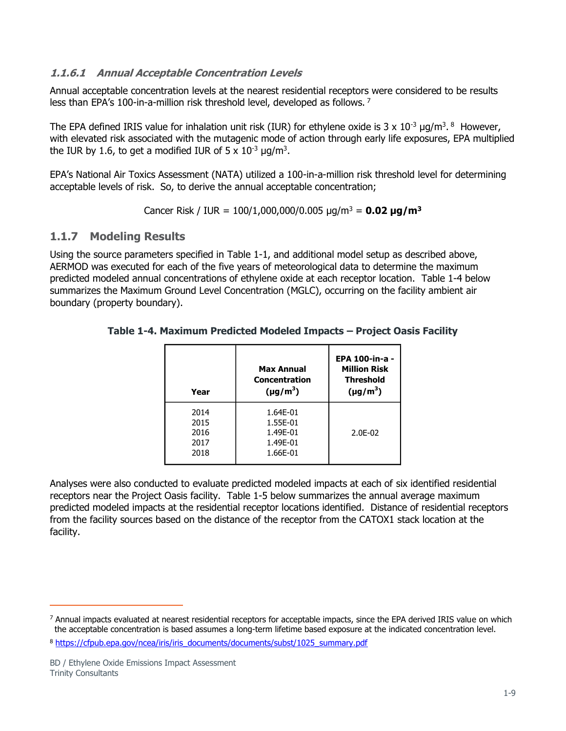#### *1.1.6.1 Annual Acceptable Concentration Levels*

Annual acceptable concentration levels at the nearest residential receptors were considered to be results less than EPA's 100-in-a-million risk threshold level, developed as follows. [7]

The EPA defined IRIS value for inhalation unit risk (IUR) for ethylene oxide is $3 \times 10^{-3}$ µg/m$^3$. [8] However, with elevated risk associated with the mutagenic mode of action through early life exposures, EPA multiplied the IUR by 1.6, to get a modified IUR of $5 \times 10^{-3}$ µg/m$^3$.

EPA's National Air Toxics Assessment (NATA) utilized a 100-in-a-million risk threshold level for determining acceptable levels of risk. So, to derive the annual acceptable concentration;

$$\text{Cancer Risk / IUR} = 100/1{,}000{,}000/0.005\ \mu g/m^3 = \mathbf{0.02\ \mu g/m^3}$$

### 1.1.7 Modeling Results

Using the source parameters specified in Table 1-1, and additional model setup as described above, AERMOD was executed for each of the five years of meteorological data to determine the maximum predicted modeled annual concentrations of ethylene oxide at each receptor location. Table 1-4 below summarizes the Maximum Ground Level Concentration (MGLC), occurring on the facility ambient air boundary (property boundary).

**Table 1-4. Maximum Predicted Modeled Impacts – Project Oasis Facility**

| Year | Max Annual Concentration (µg/m$^3$) | EPA 100-in-a - Million Risk Threshold (µg/m$^3$) |
|---|---|---|
| 2014 | 1.64E-01 | 2.0E-02 |
| 2015 | 1.55E-01 | |
| 2016 | 1.49E-01 | |
| 2017 | 1.49E-01 | |
| 2018 | 1.66E-01 | |

Analyses were also conducted to evaluate predicted modeled impacts at each of six identified residential receptors near the Project Oasis facility. Table 1-5 below summarizes the annual average maximum predicted modeled impacts at the residential receptor locations identified. Distance of residential receptors from the facility sources based on the distance of the receptor from the CATOX1 stack location at the facility.

---

[7] Annual impacts evaluated at nearest residential receptors for acceptable impacts, since the EPA derived IRIS value on which the acceptable concentration is based assumes a long-term lifetime based exposure at the indicated concentration level.

[8] https://cfpub.epa.gov/ncea/iris/iris_documents/documents/subst/1025_summary.pdf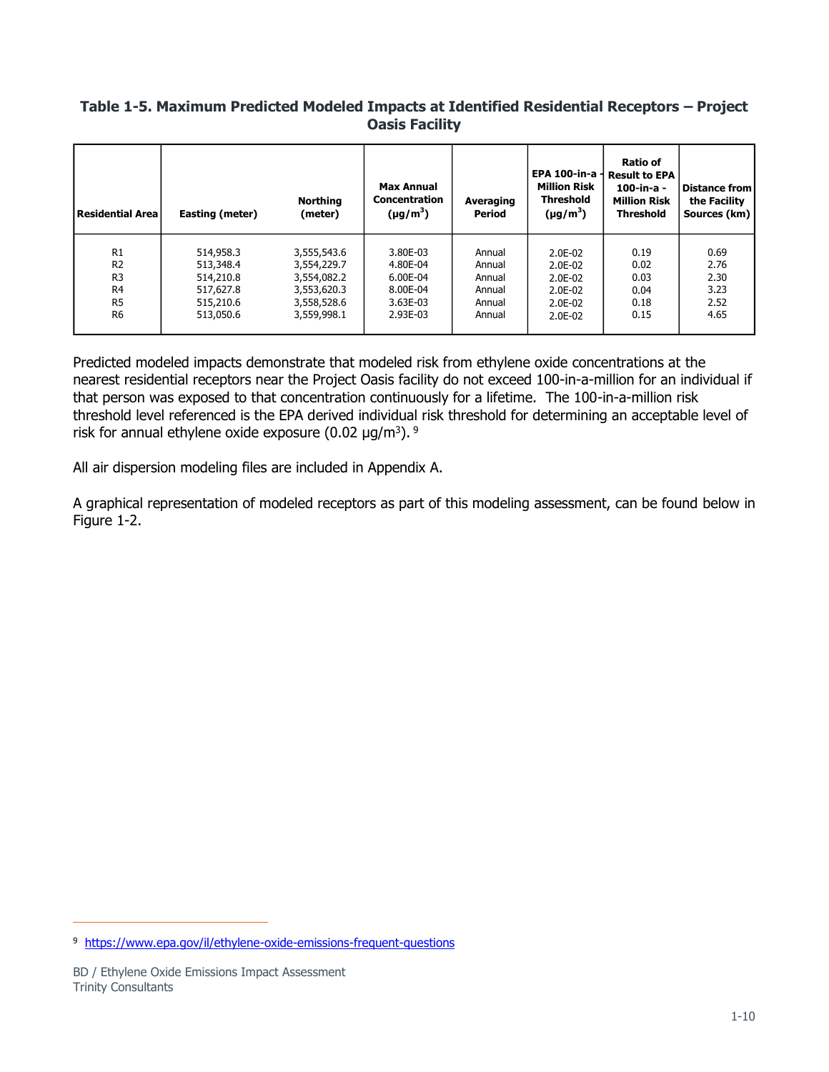**Table 1-5. Maximum Predicted Modeled Impacts at Identified Residential Receptors – Project Oasis Facility**

| Residential Area | Easting (meter) | Northing (meter) | Max Annual Concentration ($\mu g/m^3$) | Averaging Period | EPA 100-in-a - Million Risk Threshold ($\mu g/m^3$) | Ratio of Result to EPA 100-in-a - Million Risk Threshold | Distance from the Facility Sources (km) |
|---|---|---|---|---|---|---|---|
| R1 | 514,958.3 | 3,555,543.6 | 3.80E-03 | Annual | 2.0E-02 | 0.19 | 0.69 |
| R2 | 513,348.4 | 3,554,229.7 | 4.80E-04 | Annual | 2.0E-02 | 0.02 | 2.76 |
| R3 | 514,210.8 | 3,554,082.2 | 6.00E-04 | Annual | 2.0E-02 | 0.03 | 2.30 |
| R4 | 517,627.8 | 3,553,620.3 | 8.00E-04 | Annual | 2.0E-02 | 0.04 | 3.23 |
| R5 | 515,210.6 | 3,558,528.6 | 3.63E-03 | Annual | 2.0E-02 | 0.18 | 2.52 |
| R6 | 513,050.6 | 3,559,998.1 | 2.93E-03 | Annual | 2.0E-02 | 0.15 | 4.65 |

Predicted modeled impacts demonstrate that modeled risk from ethylene oxide concentrations at the nearest residential receptors near the Project Oasis facility do not exceed 100-in-a-million for an individual if that person was exposed to that concentration continuously for a lifetime. The 100-in-a-million risk threshold level referenced is the EPA derived individual risk threshold for determining an acceptable level of risk for annual ethylene oxide exposure (0.02 $\mu g/m^3$). [9]

All air dispersion modeling files are included in Appendix A.

A graphical representation of modeled receptors as part of this modeling assessment, can be found below in Figure 1-2.

[9] https://www.epa.gov/il/ethylene-oxide-emissions-frequent-questions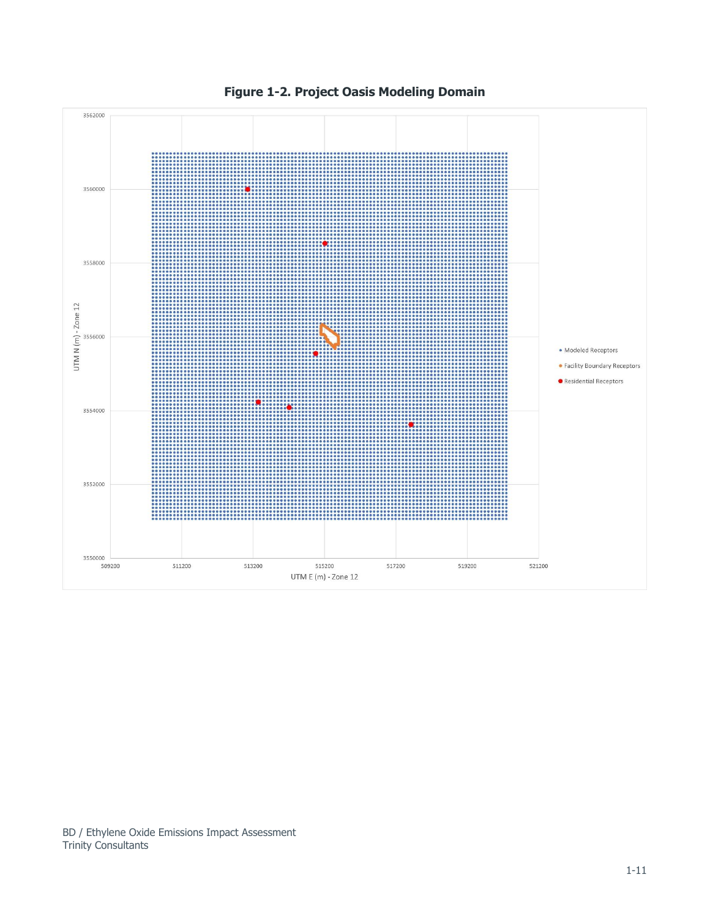**Figure 1-2. Project Oasis Modeling Domain**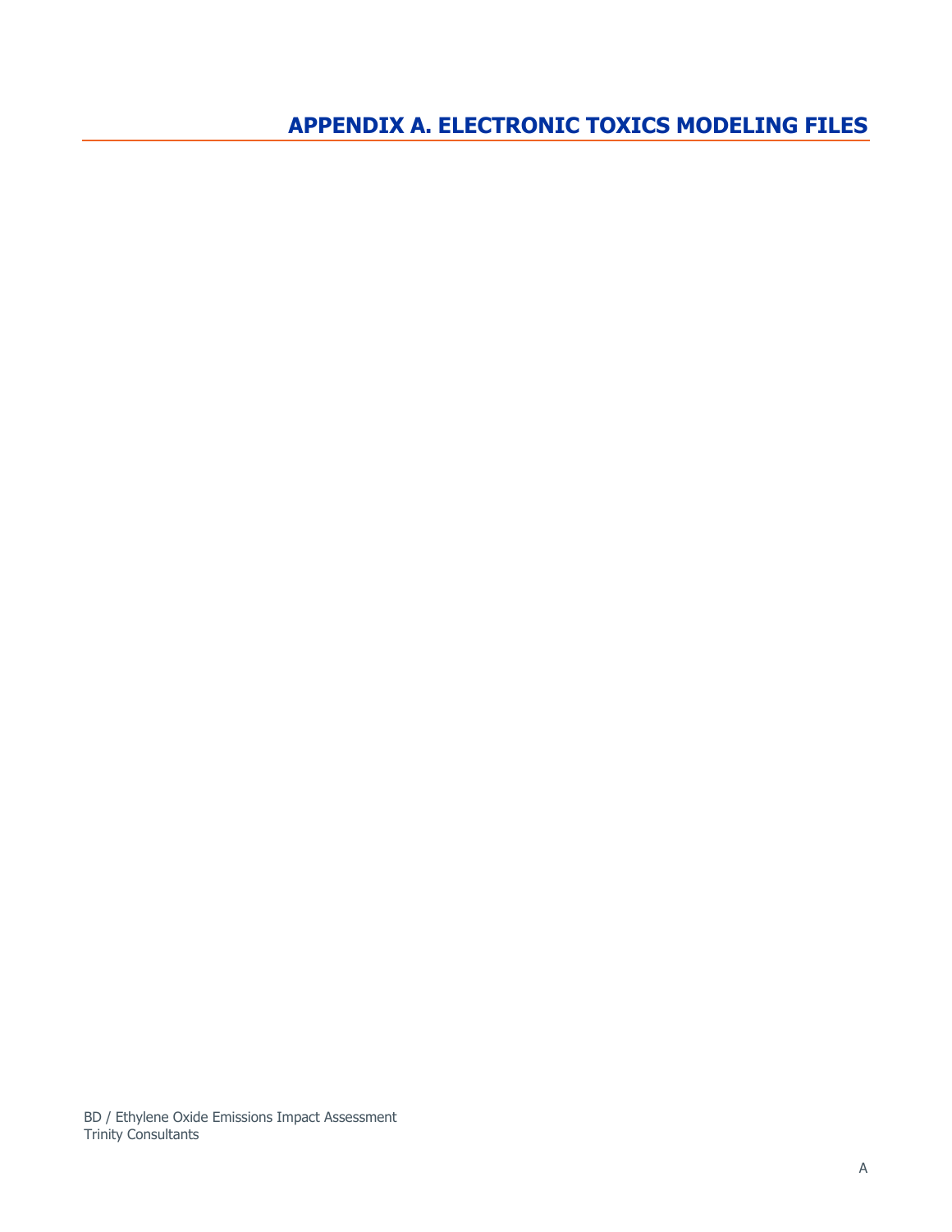# APPENDIX A. ELECTRONIC TOXICS MODELING FILES